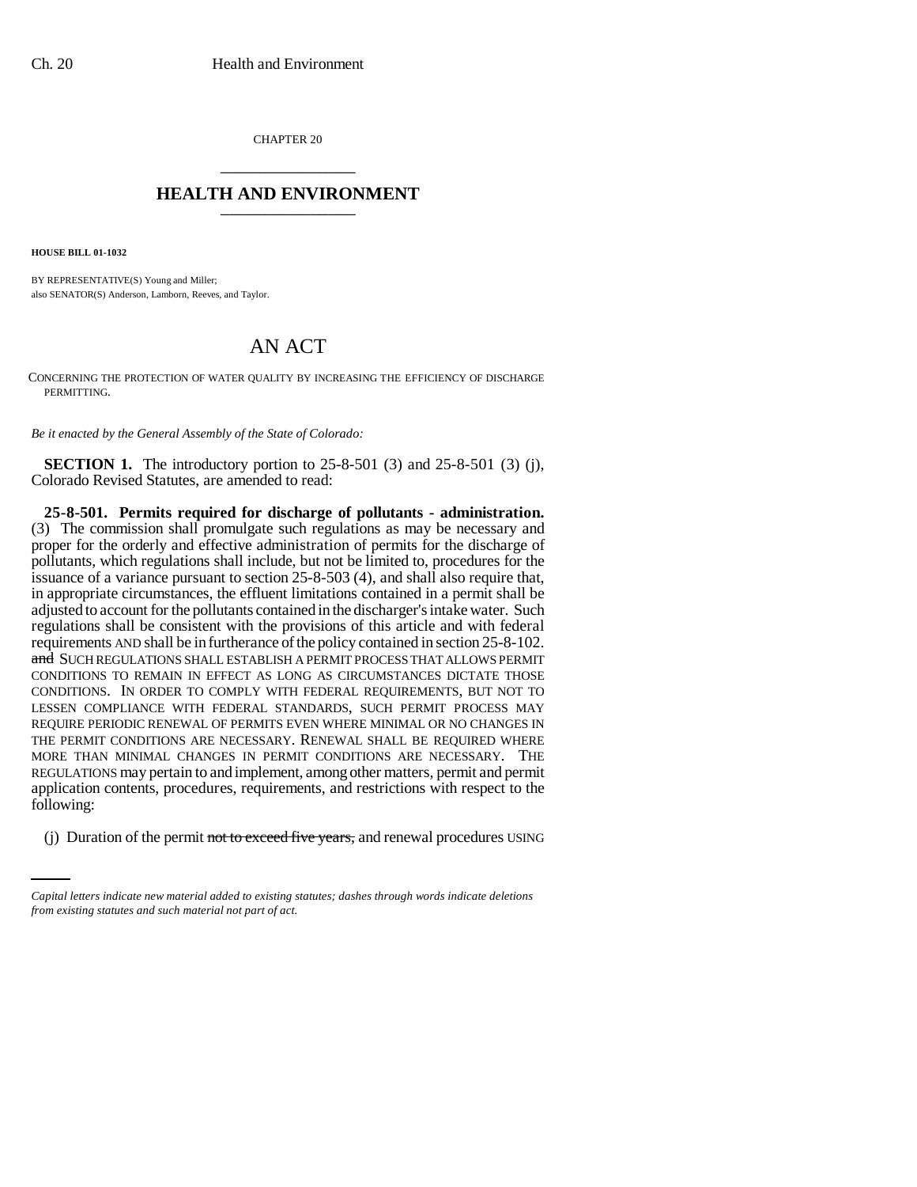CHAPTER 20

# HEALTH AND ENVIRONMENT

**HOUSE BILL 01-1032**

BY REPRESENTATIVE(S) Young and Miller;
also SENATOR(S) Anderson, Lamborn, Reeves, and Taylor.

# AN ACT

CONCERNING THE PROTECTION OF WATER QUALITY BY INCREASING THE EFFICIENCY OF DISCHARGE PERMITTING.

*Be it enacted by the General Assembly of the State of Colorado:*

**SECTION 1.** The introductory portion to 25-8-501 (3) and 25-8-501 (3) (j), Colorado Revised Statutes, are amended to read:

**25-8-501. Permits required for discharge of pollutants - administration.** (3) The commission shall promulgate such regulations as may be necessary and proper for the orderly and effective administration of permits for the discharge of pollutants, which regulations shall include, but not be limited to, procedures for the issuance of a variance pursuant to section 25-8-503 (4), and shall also require that, in appropriate circumstances, the effluent limitations contained in a permit shall be adjusted to account for the pollutants contained in the discharger's intake water. Such regulations shall be consistent with the provisions of this article and with federal requirements AND shall be in furtherance of the policy contained in section 25-8-102. ~~and~~ SUCH REGULATIONS SHALL ESTABLISH A PERMIT PROCESS THAT ALLOWS PERMIT CONDITIONS TO REMAIN IN EFFECT AS LONG AS CIRCUMSTANCES DICTATE THOSE CONDITIONS. IN ORDER TO COMPLY WITH FEDERAL REQUIREMENTS, BUT NOT TO LESSEN COMPLIANCE WITH FEDERAL STANDARDS, SUCH PERMIT PROCESS MAY REQUIRE PERIODIC RENEWAL OF PERMITS EVEN WHERE MINIMAL OR NO CHANGES IN THE PERMIT CONDITIONS ARE NECESSARY. RENEWAL SHALL BE REQUIRED WHERE MORE THAN MINIMAL CHANGES IN PERMIT CONDITIONS ARE NECESSARY. THE REGULATIONS may pertain to and implement, among other matters, permit and permit application contents, procedures, requirements, and restrictions with respect to the following:

(j) Duration of the permit ~~not to exceed five years,~~ and renewal procedures USING

*Capital letters indicate new material added to existing statutes; dashes through words indicate deletions from existing statutes and such material not part of act.*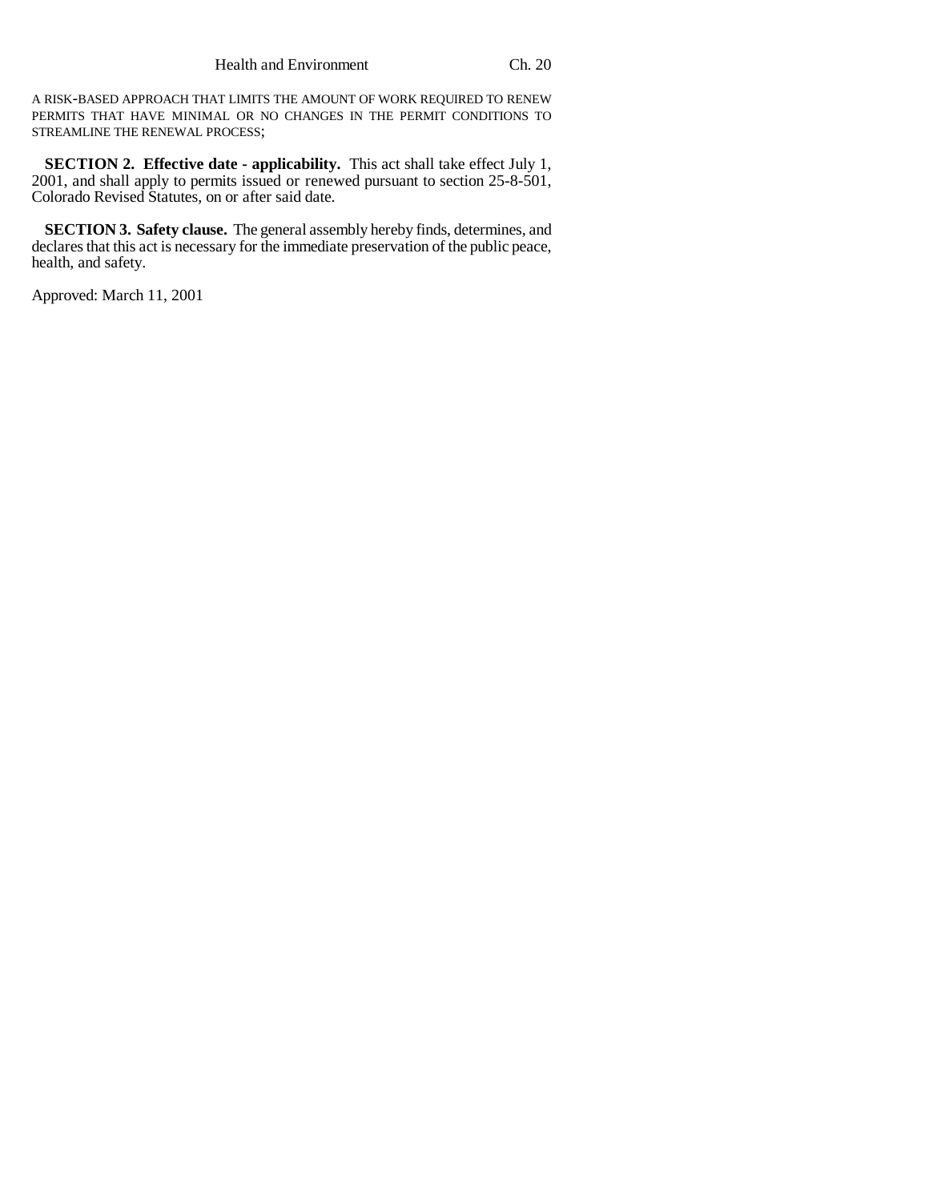A RISK-BASED APPROACH THAT LIMITS THE AMOUNT OF WORK REQUIRED TO RENEW PERMITS THAT HAVE MINIMAL OR NO CHANGES IN THE PERMIT CONDITIONS TO STREAMLINE THE RENEWAL PROCESS;

**SECTION 2. Effective date - applicability.** This act shall take effect July 1, 2001, and shall apply to permits issued or renewed pursuant to section 25-8-501, Colorado Revised Statutes, on or after said date.

**SECTION 3. Safety clause.** The general assembly hereby finds, determines, and declares that this act is necessary for the immediate preservation of the public peace, health, and safety.

Approved: March 11, 2001